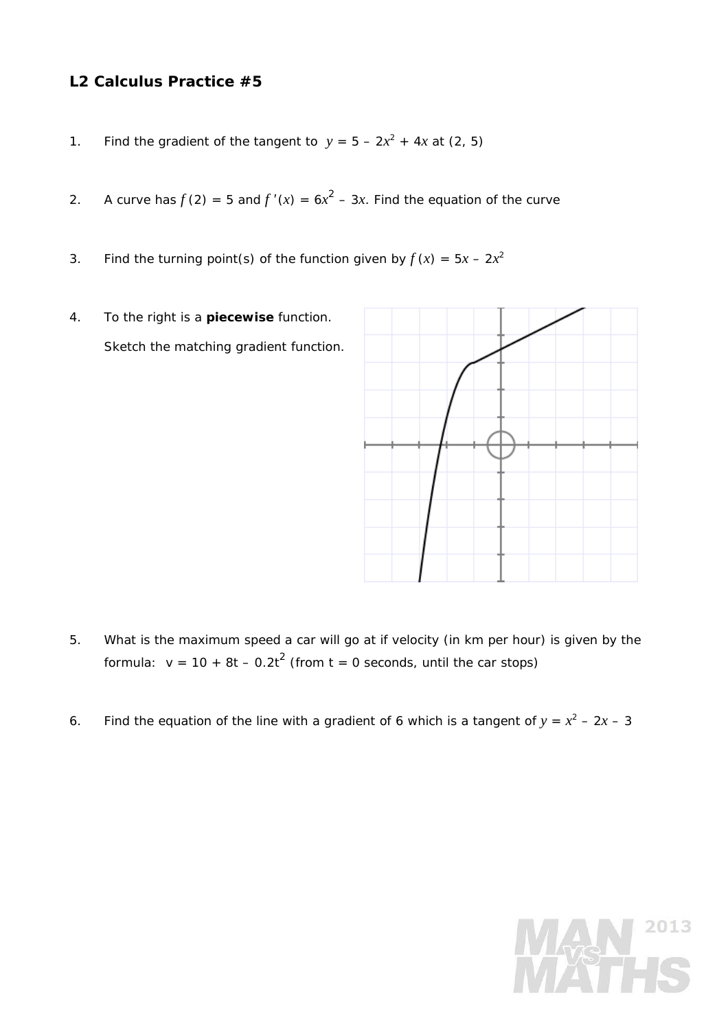## L2 Calculus Practice #5

1. Find the gradient of the tangent to $y = 5 - 2x^2 + 4x$ at (2, 5)

2. A curve has $f(2) = 5$ and $f'(x) = 6x^2 - 3x$. Find the equation of the curve

3. Find the turning point(s) of the function given by $f(x) = 5x - 2x^2$

4. To the right is a **piecewise** function.

   Sketch the matching gradient function.

5. What is the maximum speed a car will go at if velocity (in km per hour) is given by the formula: $v = 10 + 8t - 0.2t^2$ (from t = 0 seconds, until the car stops)

6. Find the equation of the line with a gradient of 6 which is a tangent of $y = x^2 - 2x - 3$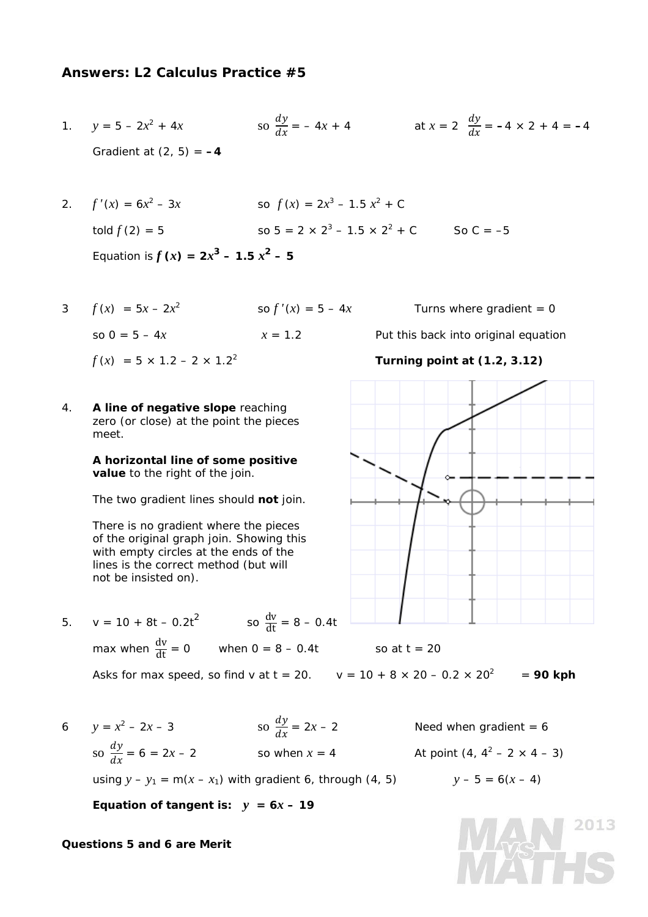**Answers: L2 Calculus Practice #5**

1. $y = 5 - 2x^2 + 4x$ so $\frac{dy}{dx} = -4x + 4$ at $x = 2$ $\frac{dy}{dx} = -4 \times 2 + 4 = -4$

   Gradient at (2, 5) = **–4**

2. $f'(x) = 6x^2 - 3x$ so $f(x) = 2x^3 - 1.5x^2 + C$

   told $f(2) = 5$ so $5 = 2 \times 2^3 - 1.5 \times 2^2 + C$ So C = –5

   Equation is $\boldsymbol{f(x) = 2x^3 - 1.5x^2 - 5}$

3. $f(x) = 5x - 2x^2$ so $f'(x) = 5 - 4x$ Turns where gradient = 0

   so $0 = 5 - 4x$ $x = 1.2$ Put this back into original equation

   $f(x) = 5 \times 1.2 - 2 \times 1.2^2$ **Turning point at (1.2, 3.12)**

4. **A line of negative slope** reaching zero (or close) at the point the pieces meet.

   **A horizontal line of some positive value** to the right of the join.

   The two gradient lines should **not** join.

   There is no gradient where the pieces of the original graph join. Showing this with empty circles at the ends of the lines is the correct method (but will not be insisted on).

5. $v = 10 + 8t - 0.2t^2$ so $\frac{dv}{dt} = 8 - 0.4t$

   max when $\frac{dv}{dt} = 0$ when $0 = 8 - 0.4t$ so at $t = 20$

   Asks for max speed, so find v at t = 20. $v = 10 + 8 \times 20 - 0.2 \times 20^2$ = **90 kph**

6. $y = x^2 - 2x - 3$ so $\frac{dy}{dx} = 2x - 2$ Need when gradient = 6

   so $\frac{dy}{dx} = 6 = 2x - 2$ so when $x = 4$ At point $(4, 4^2 - 2 \times 4 - 3)$

   using $y - y_1 = m(x - x_1)$ with gradient 6, through (4, 5) $y - 5 = 6(x - 4)$

   **Equation of tangent is:** $\boldsymbol{y = 6x - 19}$

**Questions 5 and 6 are Merit**